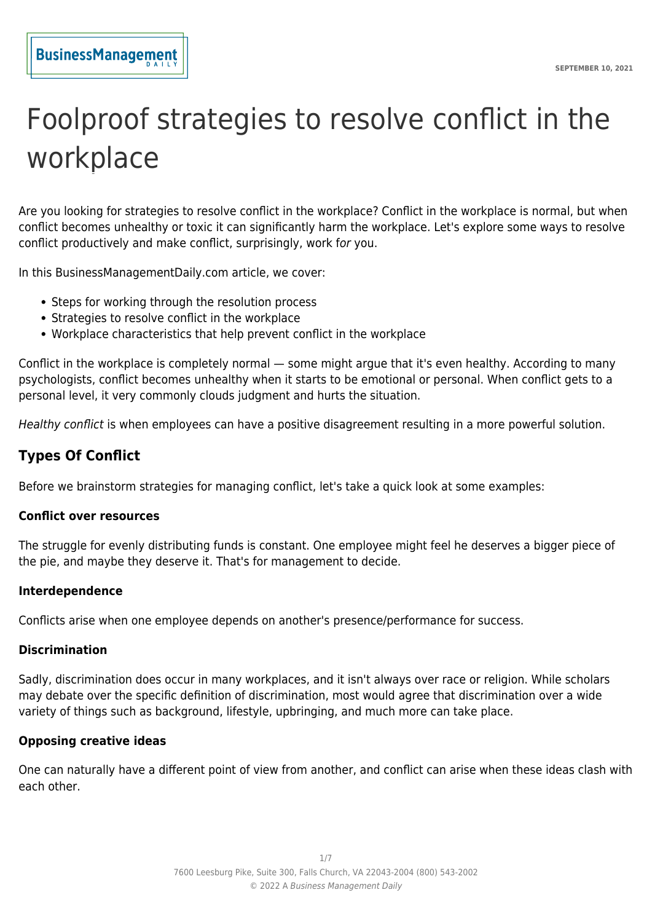# Foolproof strategies to resolve conflict in the workplace

Are you looking for strategies to resolve conflict in the workplace? Conflict in the workplace is normal, but when conflict becomes unhealthy or toxic it can significantly harm the workplace. Let's explore some ways to resolve conflict productively and make conflict, surprisingly, work *for* you.

In this BusinessManagementDaily.com article, we cover:

- Steps for working through the resolution process
- Strategies to resolve conflict in the workplace
- Workplace characteristics that help prevent conflict in the workplace

Conflict in the workplace is completely normal — some might argue that it's even healthy. According to many psychologists, conflict becomes unhealthy when it starts to be emotional or personal. When conflict gets to a personal level, it very commonly clouds judgment and hurts the situation.

*Healthy conflict* is when employees can have a positive disagreement resulting in a more powerful solution.

## Types Of Conflict

Before we brainstorm strategies for managing conflict, let's take a quick look at some examples:

#### Conflict over resources

The struggle for evenly distributing funds is constant. One employee might feel he deserves a bigger piece of the pie, and maybe they deserve it. That's for management to decide.

#### Interdependence

Conflicts arise when one employee depends on another's presence/performance for success.

#### Discrimination

Sadly, discrimination does occur in many workplaces, and it isn't always over race or religion. While scholars may debate over the specific definition of discrimination, most would agree that discrimination over a wide variety of things such as background, lifestyle, upbringing, and much more can take place.

#### Opposing creative ideas

One can naturally have a different point of view from another, and conflict can arise when these ideas clash with each other.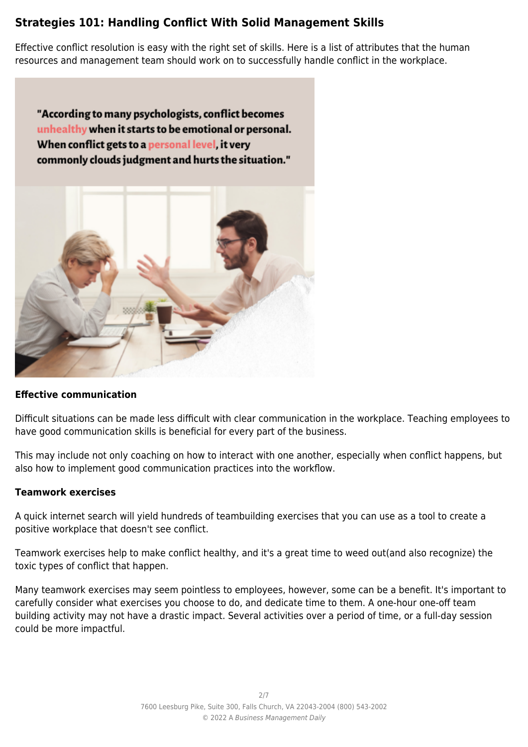## Strategies 101: Handling Conflict With Solid Management Skills

Effective conflict resolution is easy with the right set of skills. Here is a list of attributes that the human resources and management team should work on to successfully handle conflict in the workplace.

"According to many psychologists, conflict becomes unhealthy when it starts to be emotional or personal. When conflict gets to a personal level, it very commonly clouds judgment and hurts the situation."

### Effective communication

Difficult situations can be made less difficult with clear communication in the workplace. Teaching employees to have good communication skills is beneficial for every part of the business.

This may include not only coaching on how to interact with one another, especially when conflict happens, but also how to implement good communication practices into the workflow.

### Teamwork exercises

A quick internet search will yield hundreds of teambuilding exercises that you can use as a tool to create a positive workplace that doesn't see conflict.

Teamwork exercises help to make conflict healthy, and it's a great time to weed out(and also recognize) the toxic types of conflict that happen.

Many teamwork exercises may seem pointless to employees, however, some can be a benefit. It's important to carefully consider what exercises you choose to do, and dedicate time to them. A one-hour one-off team building activity may not have a drastic impact. Several activities over a period of time, or a full-day session could be more impactful.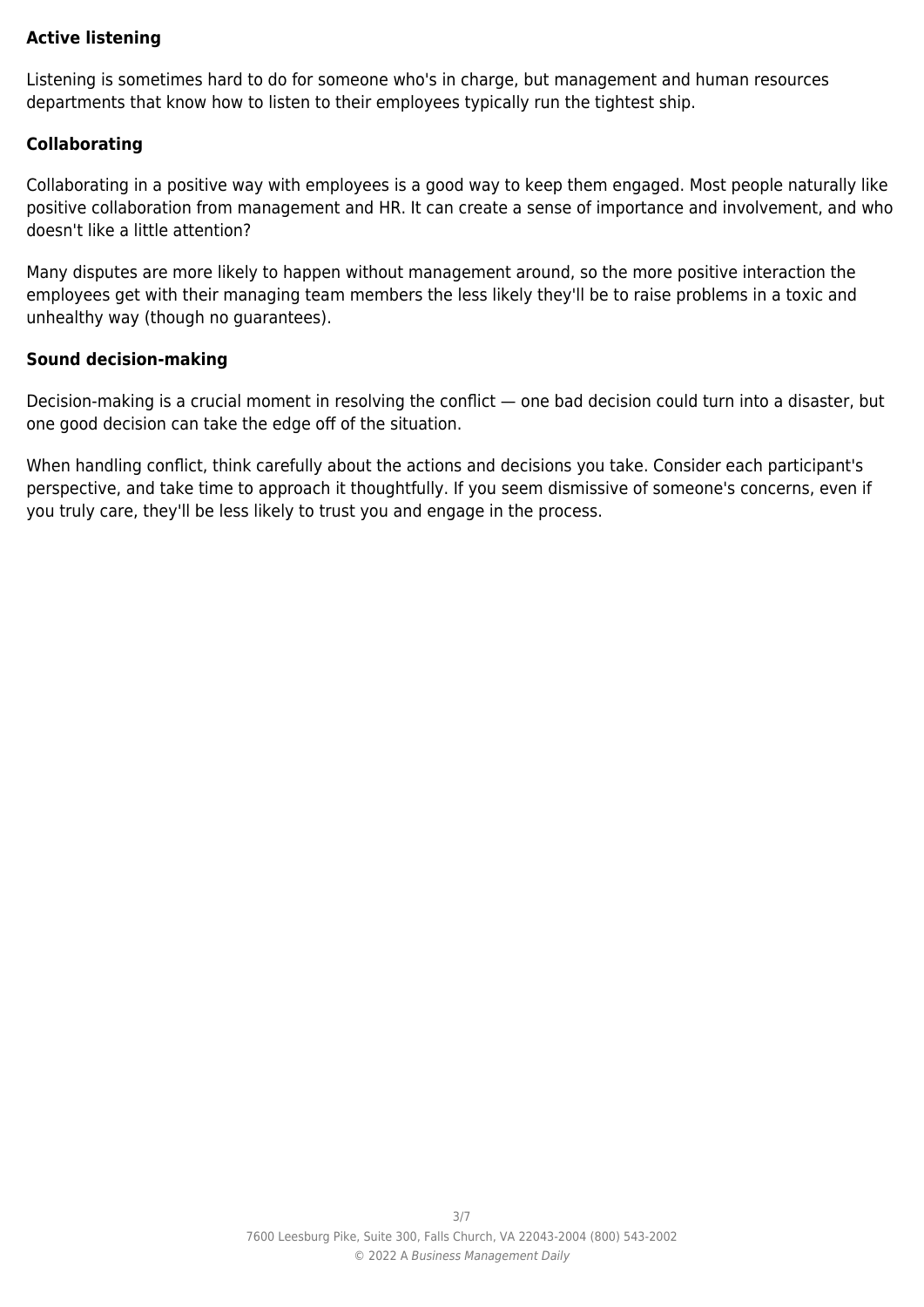### Active listening

Listening is sometimes hard to do for someone who's in charge, but management and human resources departments that know how to listen to their employees typically run the tightest ship.

### Collaborating

Collaborating in a positive way with employees is a good way to keep them engaged. Most people naturally like positive collaboration from management and HR. It can create a sense of importance and involvement, and who doesn't like a little attention?

Many disputes are more likely to happen without management around, so the more positive interaction the employees get with their managing team members the less likely they'll be to raise problems in a toxic and unhealthy way (though no guarantees).

### Sound decision-making

Decision-making is a crucial moment in resolving the conflict — one bad decision could turn into a disaster, but one good decision can take the edge off of the situation.

When handling conflict, think carefully about the actions and decisions you take. Consider each participant's perspective, and take time to approach it thoughtfully. If you seem dismissive of someone's concerns, even if you truly care, they'll be less likely to trust you and engage in the process.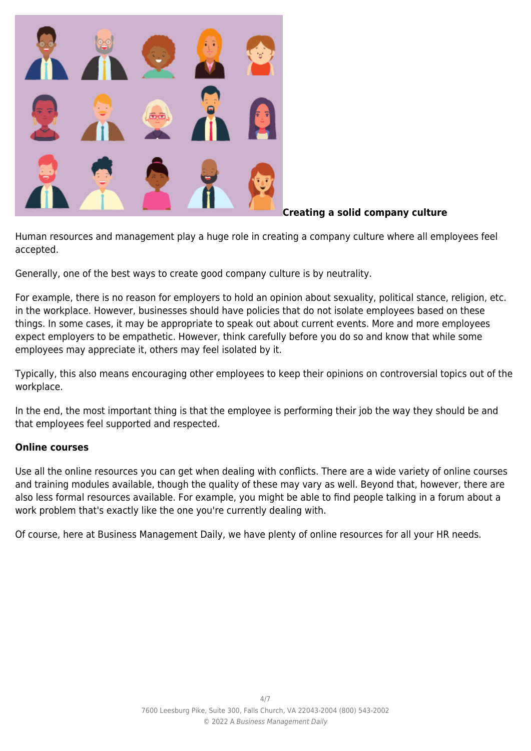**Creating a solid company culture**

Human resources and management play a huge role in creating a company culture where all employees feel accepted.

Generally, one of the best ways to create good company culture is by neutrality.

For example, there is no reason for employers to hold an opinion about sexuality, political stance, religion, etc. in the workplace. However, businesses should have policies that do not isolate employees based on these things. In some cases, it may be appropriate to speak out about current events. More and more employees expect employers to be empathetic. However, think carefully before you do so and know that while some employees may appreciate it, others may feel isolated by it.

Typically, this also means encouraging other employees to keep their opinions on controversial topics out of the workplace.

In the end, the most important thing is that the employee is performing their job the way they should be and that employees feel supported and respected.

**Online courses**

Use all the online resources you can get when dealing with conflicts. There are a wide variety of online courses and training modules available, though the quality of these may vary as well. Beyond that, however, there are also less formal resources available. For example, you might be able to find people talking in a forum about a work problem that's exactly like the one you're currently dealing with.

Of course, here at Business Management Daily, we have plenty of online resources for all your HR needs.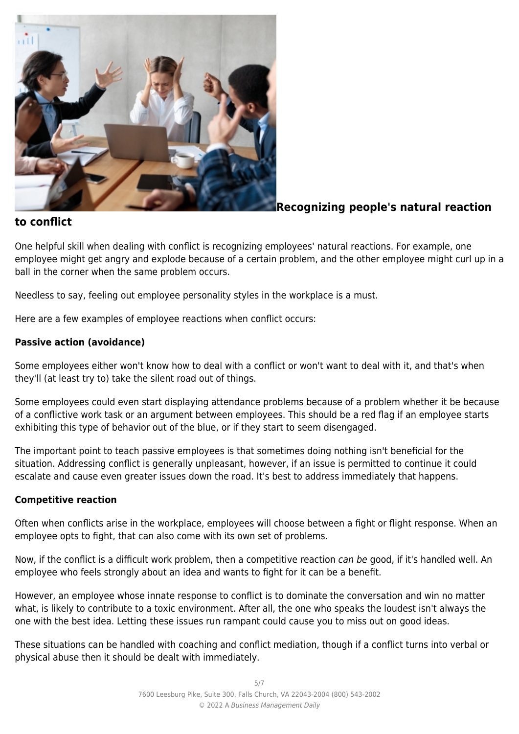**Recognizing people's natural reaction to conflict**

One helpful skill when dealing with conflict is recognizing employees' natural reactions. For example, one employee might get angry and explode because of a certain problem, and the other employee might curl up in a ball in the corner when the same problem occurs.

Needless to say, feeling out employee personality styles in the workplace is a must.

Here are a few examples of employee reactions when conflict occurs:

**Passive action (avoidance)**

Some employees either won't know how to deal with a conflict or won't want to deal with it, and that's when they'll (at least try to) take the silent road out of things.

Some employees could even start displaying attendance problems because of a problem whether it be because of a conflictive work task or an argument between employees. This should be a red flag if an employee starts exhibiting this type of behavior out of the blue, or if they start to seem disengaged.

The important point to teach passive employees is that sometimes doing nothing isn't beneficial for the situation. Addressing conflict is generally unpleasant, however, if an issue is permitted to continue it could escalate and cause even greater issues down the road. It's best to address immediately that happens.

**Competitive reaction**

Often when conflicts arise in the workplace, employees will choose between a fight or flight response. When an employee opts to fight, that can also come with its own set of problems.

Now, if the conflict is a difficult work problem, then a competitive reaction *can be* good, if it's handled well. An employee who feels strongly about an idea and wants to fight for it can be a benefit.

However, an employee whose innate response to conflict is to dominate the conversation and win no matter what, is likely to contribute to a toxic environment. After all, the one who speaks the loudest isn't always the one with the best idea. Letting these issues run rampant could cause you to miss out on good ideas.

These situations can be handled with coaching and conflict mediation, though if a conflict turns into verbal or physical abuse then it should be dealt with immediately.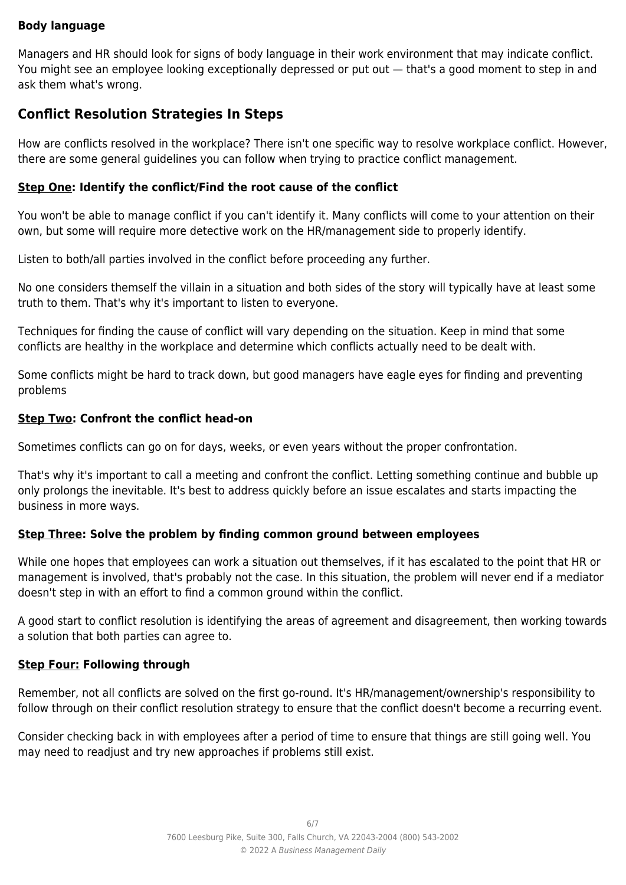**Body language**

Managers and HR should look for signs of body language in their work environment that may indicate conflict. You might see an employee looking exceptionally depressed or put out — that's a good moment to step in and ask them what's wrong.

## Conflict Resolution Strategies In Steps

How are conflicts resolved in the workplace? There isn't one specific way to resolve workplace conflict. However, there are some general guidelines you can follow when trying to practice conflict management.

### Step One: Identify the conflict/Find the root cause of the conflict

You won't be able to manage conflict if you can't identify it. Many conflicts will come to your attention on their own, but some will require more detective work on the HR/management side to properly identify.

Listen to both/all parties involved in the conflict before proceeding any further.

No one considers themself the villain in a situation and both sides of the story will typically have at least some truth to them. That's why it's important to listen to everyone.

Techniques for finding the cause of conflict will vary depending on the situation. Keep in mind that some conflicts are healthy in the workplace and determine which conflicts actually need to be dealt with.

Some conflicts might be hard to track down, but good managers have eagle eyes for finding and preventing problems

### Step Two: Confront the conflict head-on

Sometimes conflicts can go on for days, weeks, or even years without the proper confrontation.

That's why it's important to call a meeting and confront the conflict. Letting something continue and bubble up only prolongs the inevitable. It's best to address quickly before an issue escalates and starts impacting the business in more ways.

### Step Three: Solve the problem by finding common ground between employees

While one hopes that employees can work a situation out themselves, if it has escalated to the point that HR or management is involved, that's probably not the case. In this situation, the problem will never end if a mediator doesn't step in with an effort to find a common ground within the conflict.

A good start to conflict resolution is identifying the areas of agreement and disagreement, then working towards a solution that both parties can agree to.

### Step Four: Following through

Remember, not all conflicts are solved on the first go-round. It's HR/management/ownership's responsibility to follow through on their conflict resolution strategy to ensure that the conflict doesn't become a recurring event.

Consider checking back in with employees after a period of time to ensure that things are still going well. You may need to readjust and try new approaches if problems still exist.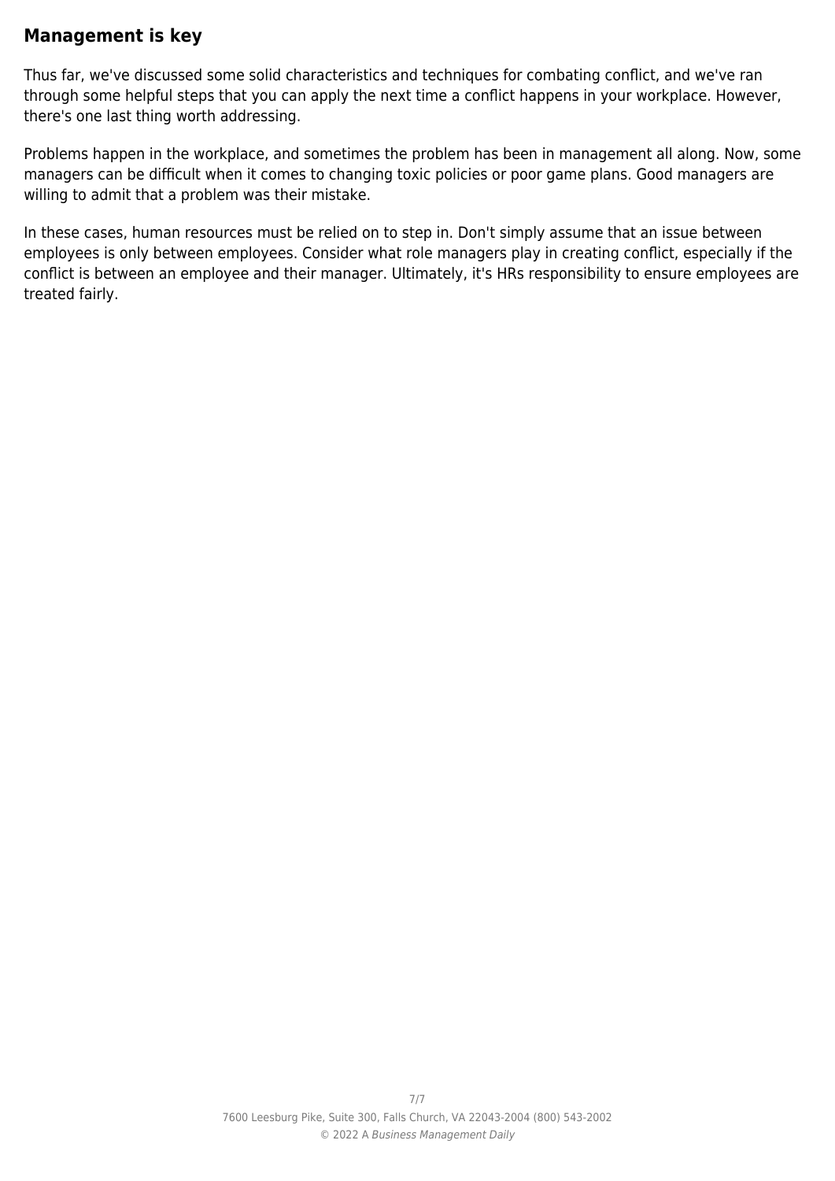## Management is key

Thus far, we've discussed some solid characteristics and techniques for combating conflict, and we've ran through some helpful steps that you can apply the next time a conflict happens in your workplace. However, there's one last thing worth addressing.

Problems happen in the workplace, and sometimes the problem has been in management all along. Now, some managers can be difficult when it comes to changing toxic policies or poor game plans. Good managers are willing to admit that a problem was their mistake.

In these cases, human resources must be relied on to step in. Don't simply assume that an issue between employees is only between employees. Consider what role managers play in creating conflict, especially if the conflict is between an employee and their manager. Ultimately, it's HRs responsibility to ensure employees are treated fairly.